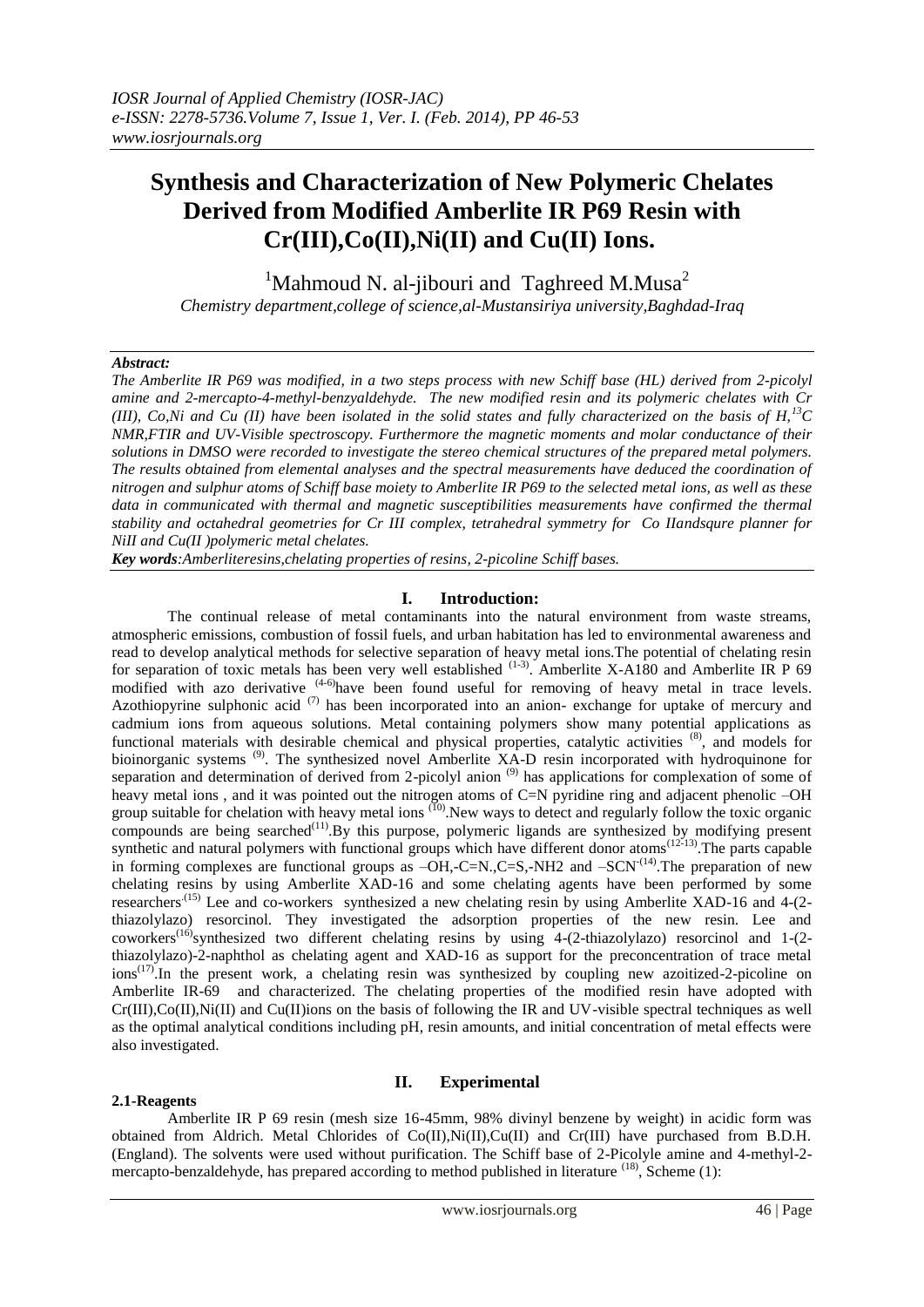# Synthesis and Characterization of New Polymeric Chelates Derived from Modified Amberlite IR P69 Resin with Cr(III),Co(II),Ni(II) and Cu(II) Ions.

[1]Mahmoud N. al-jibouri and Taghreed M.Musa[2]

*Chemistry department,college of science,al-Mustansiriya university,Baghdad-Iraq*

***Abstract:***

*The Amberlite IR P69 was modified, in a two steps process with new Schiff base (HL) derived from 2-picolyl amine and 2-mercapto-4-methyl-benzyaldehyde. The new modified resin and its polymeric chelates with Cr (III), Co,Ni and Cu (II) have been isolated in the solid states and fully characterized on the basis of H,$^{13}$C NMR,FTIR and UV-Visible spectroscopy. Furthermore the magnetic moments and molar conductance of their solutions in DMSO were recorded to investigate the stereo chemical structures of the prepared metal polymers. The results obtained from elemental analyses and the spectral measurements have deduced the coordination of nitrogen and sulphur atoms of Schiff base moiety to Amberlite IR P69 to the selected metal ions, as well as these data in communicated with thermal and magnetic susceptibilities measurements have confirmed the thermal stability and octahedral geometries for Cr III complex, tetrahedral symmetry for Co IIandsqure planner for NiII and Cu(II )polymeric metal chelates.*

***Key words****:Amberliteresins,chelating properties of resins, 2-picoline Schiff bases.*

## I. Introduction:

The continual release of metal contaminants into the natural environment from waste streams, atmospheric emissions, combustion of fossil fuels, and urban habitation has led to environmental awareness and read to develop analytical methods for selective separation of heavy metal ions.The potential of chelating resin for separation of toxic metals has been very well established [1-3]. Amberlite X-A180 and Amberlite IR P 69 modified with azo derivative [4-6]have been found useful for removing of heavy metal in trace levels. Azothiopyrine sulphonic acid [7] has been incorporated into an anion- exchange for uptake of mercury and cadmium ions from aqueous solutions. Metal containing polymers show many potential applications as functional materials with desirable chemical and physical properties, catalytic activities [8], and models for bioinorganic systems [9]. The synthesized novel Amberlite XA-D resin incorporated with hydroquinone for separation and determination of derived from 2-picolyl anion [9] has applications for complexation of some of heavy metal ions , and it was pointed out the nitrogen atoms of C=N pyridine ring and adjacent phenolic –OH group suitable for chelation with heavy metal ions [10].New ways to detect and regularly follow the toxic organic compounds are being searched[11].By this purpose, polymeric ligands are synthesized by modifying present synthetic and natural polymers with functional groups which have different donor atoms[12-13].The parts capable in forming complexes are functional groups as –OH,-C=N.,C=S,-NH2 and –SCN[14].The preparation of new chelating resins by using Amberlite XAD-16 and some chelating agents have been performed by some researchers[15] Lee and co-workers synthesized a new chelating resin by using Amberlite XAD-16 and 4-(2-thiazolylazo) resorcinol. They investigated the adsorption properties of the new resin. Lee and coworkers[16]synthesized two different chelating resins by using 4-(2-thiazolylazo) resorcinol and 1-(2-thiazolylazo)-2-naphthol as chelating agent and XAD-16 as support for the preconcentration of trace metal ions[17].In the present work, a chelating resin was synthesized by coupling new azoitized-2-picoline on Amberlite IR-69 and characterized. The chelating properties of the modified resin have adopted with Cr(III),Co(II),Ni(II) and Cu(II)ions on the basis of following the IR and UV-visible spectral techniques as well as the optimal analytical conditions including pH, resin amounts, and initial concentration of metal effects were also investigated.

## II. Experimental

### 2.1-Reagents

Amberlite IR P 69 resin (mesh size 16-45mm, 98% divinyl benzene by weight) in acidic form was obtained from Aldrich. Metal Chlorides of Co(II),Ni(II),Cu(II) and Cr(III) have purchased from B.D.H. (England). The solvents were used without purification. The Schiff base of 2-Picolyle amine and 4-methyl-2-mercapto-benzaldehyde, has prepared according to method published in literature [18], Scheme (1):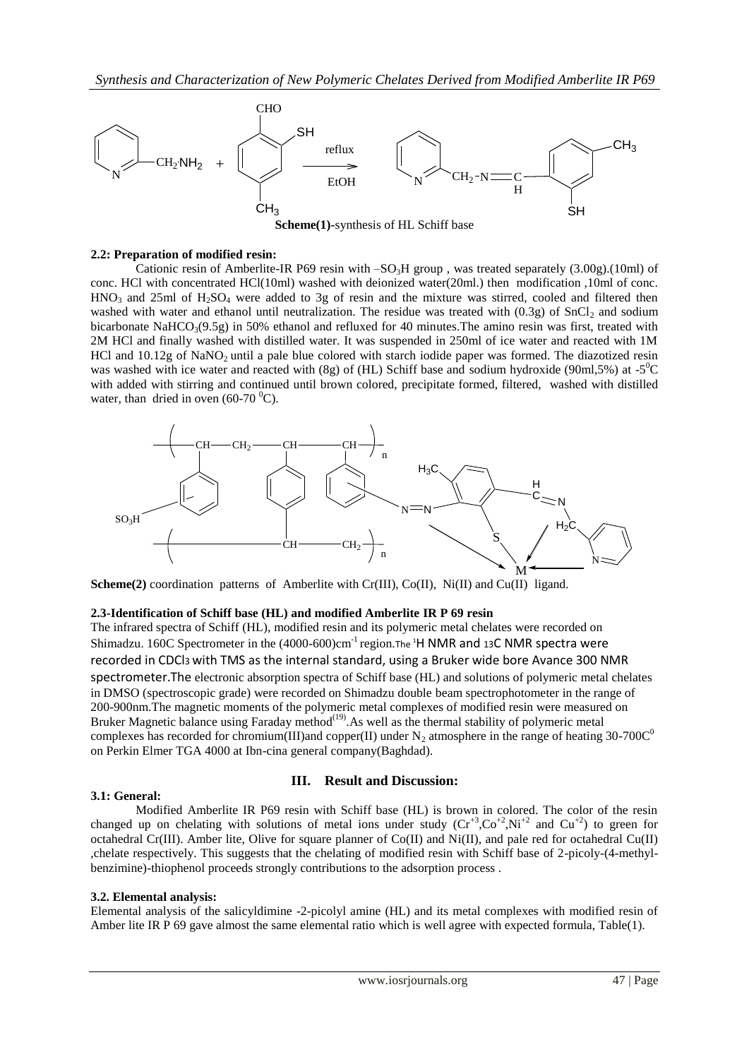**Scheme(1)**-synthesis of HL Schiff base

**2.2: Preparation of modified resin:**

Cationic resin of Amberlite-IR P69 resin with $-SO_3H$ group , was treated separately (3.00g).(10ml) of conc. HCl with concentrated HCl(10ml) washed with deionized water(20ml.) then modification ,10ml of conc. $HNO_3$ and 25ml of $H_2SO_4$ were added to 3g of resin and the mixture was stirred, cooled and filtered then washed with water and ethanol until neutralization. The residue was treated with (0.3g) of $SnCl_2$ and sodium bicarbonate $NaHCO_3$(9.5g) in 50% ethanol and refluxed for 40 minutes.The amino resin was first, treated with 2M HCl and finally washed with distilled water. It was suspended in 250ml of ice water and reacted with 1M HCl and 10.12g of $NaNO_2$ until a pale blue colored with starch iodide paper was formed. The diazotized resin was washed with ice water and reacted with (8g) of (HL) Schiff base and sodium hydroxide (90ml,5%) at $-5^0C$ with added with stirring and continued until brown colored, precipitate formed, filtered, washed with distilled water, than dried in oven (60-70 $^0C$).

**Scheme(2)** coordination patterns of Amberlite with Cr(III), Co(II), Ni(II) and Cu(II) ligand.

**2.3-Identification of Schiff base (HL) and modified Amberlite IR P 69 resin**

The infrared spectra of Schiff (HL), modified resin and its polymeric metal chelates were recorded on Shimadzu. 160C Spectrometer in the (4000-600)$cm^{-1}$ region.The $^1H$ NMR and $^{13}C$ NMR spectra were recorded in $CDCl_3$ with TMS as the internal standard, using a Bruker wide bore Avance 300 NMR spectrometer.The electronic absorption spectra of Schiff base (HL) and solutions of polymeric metal chelates in DMSO (spectroscopic grade) were recorded on Shimadzu double beam spectrophotometer in the range of 200-900nm.The magnetic moments of the polymeric metal complexes of modified resin were measured on Bruker Magnetic balance using Faraday method[19].As well as the thermal stability of polymeric metal complexes has recorded for chromium(III)and copper(II) under $N_2$ atmosphere in the range of heating 30-700$C^0$ on Perkin Elmer TGA 4000 at Ibn-cina general company(Baghdad).

## III. Result and Discussion:

**3.1: General:**

Modified Amberlite IR P69 resin with Schiff base (HL) is brown in colored. The color of the resin changed up on chelating with solutions of metal ions under study ($Cr^{+3}$,$Co^{+2}$,$Ni^{+2}$ and $Cu^{+2}$) to green for octahedral Cr(III). Amber lite, Olive for square planner of Co(II) and Ni(II), and pale red for octahedral Cu(II) ,chelate respectively. This suggests that the chelating of modified resin with Schiff base of 2-picoly-(4-methyl-benzimine)-thiophenol proceeds strongly contributions to the adsorption process .

**3.2. Elemental analysis:**

Elemental analysis of the salicyldimine -2-picolyl amine (HL) and its metal complexes with modified resin of Amber lite IR P 69 gave almost the same elemental ratio which is well agree with expected formula, Table(1).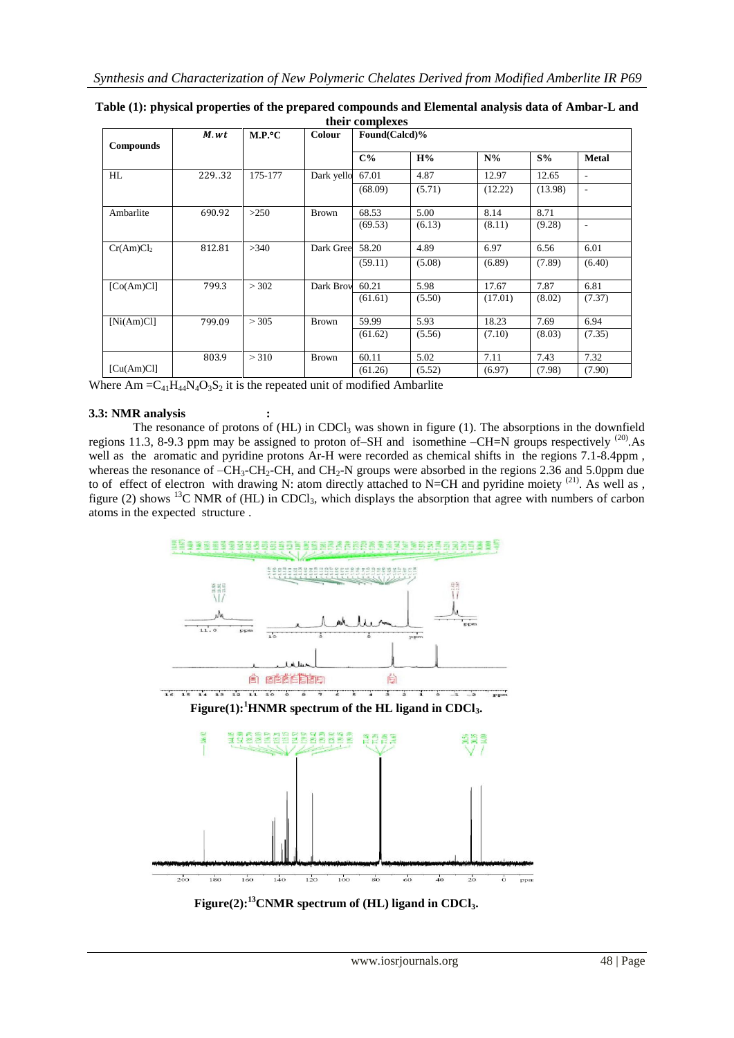**Table (1): physical properties of the prepared compounds and Elemental analysis data of Ambar-L and their complexes**

| Compounds | M.wt | M.P.°C | Colour | Found(Calcd)% | | | | |
|---|---|---|---|---|---|---|---|---|
| | | | | C% | H% | N% | S% | Metal |
| HL | 229..32 | 175-177 | Dark yello | 67.01 | 4.87 | 12.97 | 12.65 | - |
| | | | | (68.09) | (5.71) | (12.22) | (13.98) | - |
| Ambarlite | 690.92 | >250 | Brown | 68.53 | 5.00 | 8.14 | 8.71 | |
| | | | | (69.53) | (6.13) | (8.11) | (9.28) | - |
| $Cr(Am)Cl_2$ | 812.81 | >340 | Dark Gree | 58.20 | 4.89 | 6.97 | 6.56 | 6.01 |
| | | | | (59.11) | (5.08) | (6.89) | (7.89) | (6.40) |
| [Co(Am)Cl] | 799.3 | > 302 | Dark Brov | 60.21 | 5.98 | 17.67 | 7.87 | 6.81 |
| | | | | (61.61) | (5.50) | (17.01) | (8.02) | (7.37) |
| [Ni(Am)Cl] | 799.09 | > 305 | Brown | 59.99 | 5.93 | 18.23 | 7.69 | 6.94 |
| | | | | (61.62) | (5.56) | (7.10) | (8.03) | (7.35) |
| [Cu(Am)Cl] | 803.9 | > 310 | Brown | 60.11 | 5.02 | 7.11 | 7.43 | 7.32 |
| | | | | (61.26) | (5.52) | (6.97) | (7.98) | (7.90) |

Where Am $=C_{41}H_{44}N_4O_3S_2$ it is the repeated unit of modified Ambarlite

### 3.3: NMR analysis :

The resonance of protons of (HL) in $CDCl_3$ was shown in figure (1). The absorptions in the downfield regions 11.3, 8-9.3 ppm may be assigned to proton of–SH and isomethine –CH=N groups respectively [20]. As well as the aromatic and pyridine protons Ar-H were recorded as chemical shifts in the regions 7.1-8.4ppm , whereas the resonance of $-CH_3$-$CH_2$-CH, and $CH_2$-N groups were absorbed in the regions 2.36 and 5.0ppm due to of effect of electron with drawing N: atom directly attached to N=CH and pyridine moiety [21]. As well as , figure (2) shows $^{13}C$ NMR of (HL) in $CDCl_3$, which displays the absorption that agree with numbers of carbon atoms in the expected structure .

**Figure(1): $^1$HNMR spectrum of the HL ligand in $CDCl_3$.**

**Figure(2): $^{13}$CNMR spectrum of (HL) ligand in $CDCl_3$.**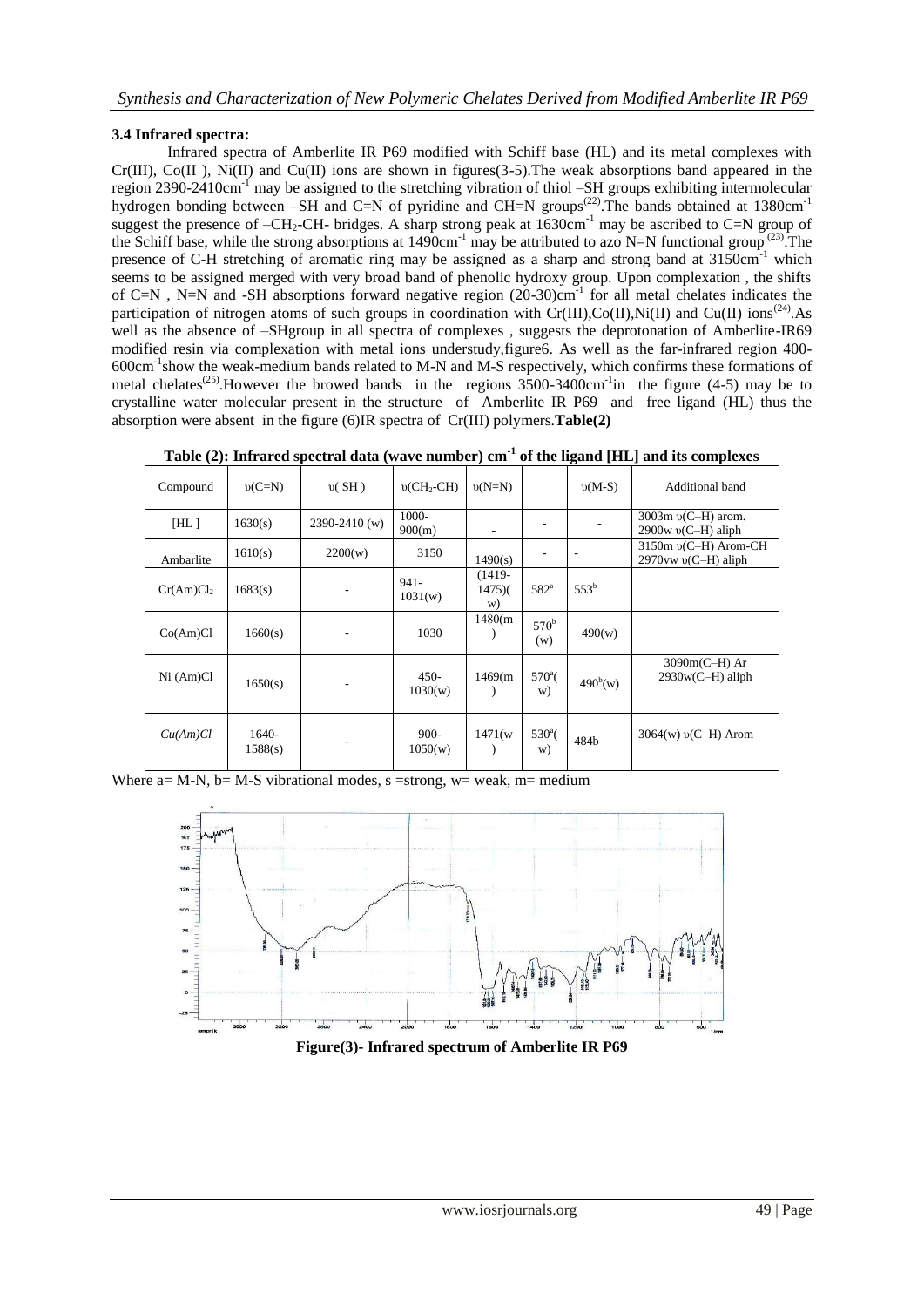### 3.4 Infrared spectra:

Infrared spectra of Amberlite IR P69 modified with Schiff base (HL) and its metal complexes with Cr(III), Co(II ), Ni(II) and Cu(II) ions are shown in figures(3-5).The weak absorptions band appeared in the region 2390-2410$cm^{-1}$ may be assigned to the stretching vibration of thiol –SH groups exhibiting intermolecular hydrogen bonding between –SH and C=N of pyridine and CH=N groups[22].The bands obtained at 1380$cm^{-1}$ suggest the presence of –$CH_2$-CH- bridges. A sharp strong peak at 1630$cm^{-1}$ may be ascribed to C=N group of the Schiff base, while the strong absorptions at 1490$cm^{-1}$ may be attributed to azo N=N functional group [23].The presence of C-H stretching of aromatic ring may be assigned as a sharp and strong band at 3150$cm^{-1}$ which seems to be assigned merged with very broad band of phenolic hydroxy group. Upon complexation , the shifts of C=N , N=N and -SH absorptions forward negative region (20-30)$cm^{-1}$ for all metal chelates indicates the participation of nitrogen atoms of such groups in coordination with Cr(III),Co(II),Ni(II) and Cu(II) ions[24].As well as the absence of –SHgroup in all spectra of complexes , suggests the deprotonation of Amberlite-IR69 modified resin via complexation with metal ions understudy,figure6. As well as the far-infrared region 400-600$cm^{-1}$show the weak-medium bands related to M-N and M-S respectively, which confirms these formations of metal chelates[25].However the browed bands in the regions 3500-3400$cm^{-1}$in the figure (4-5) may be to crystalline water molecular present in the structure of Amberlite IR P69 and free ligand (HL) thus the absorption were absent in the figure (6)IR spectra of Cr(III) polymers.**Table(2)**

**Table (2): Infrared spectral data (wave number) $cm^{-1}$ of the ligand [HL] and its complexes**

| Compound | υ(C=N) | υ( SH ) | υ($CH_2$-CH) | υ(N=N) | | υ(M-S) | Additional band |
|---|---|---|---|---|---|---|---|
| [HL ] | 1630(s) | 2390-2410 (w) | 1000-900(m) | - | - | - | 3003m υ(C–H) arom. 2900w υ(C–H) aliph |
| Ambarlite | 1610(s) | 2200(w) | 3150 | 1490(s) | - | - | 3150m υ(C–H) Arom-CH 2970vw υ(C–H) aliph |
| Cr(Am)$Cl_2$ | 1683(s) | - | 941-1031(w) | (1419-1475)(w) | 582[a] | 553[b] | |
| Co(Am)Cl | 1660(s) | - | 1030 | 1480(m) | 570[b] (w) | 490(w) | |
| Ni (Am)Cl | 1650(s) | - | 450-1030(w) | 1469(m) | 570[a](w) | 490[b](w) | 3090m(C–H) Ar 2930w(C–H) aliph |
| *Cu(Am)Cl* | 1640-1588(s) | - | 900-1050(w) | 1471(w) | 530[a](w) | 484b | 3064(w) υ(C–H) Arom |

Where a= M-N, b= M-S vibrational modes, s =strong, w= weak, m= medium

**Figure(3)- Infrared spectrum of Amberlite IR P69**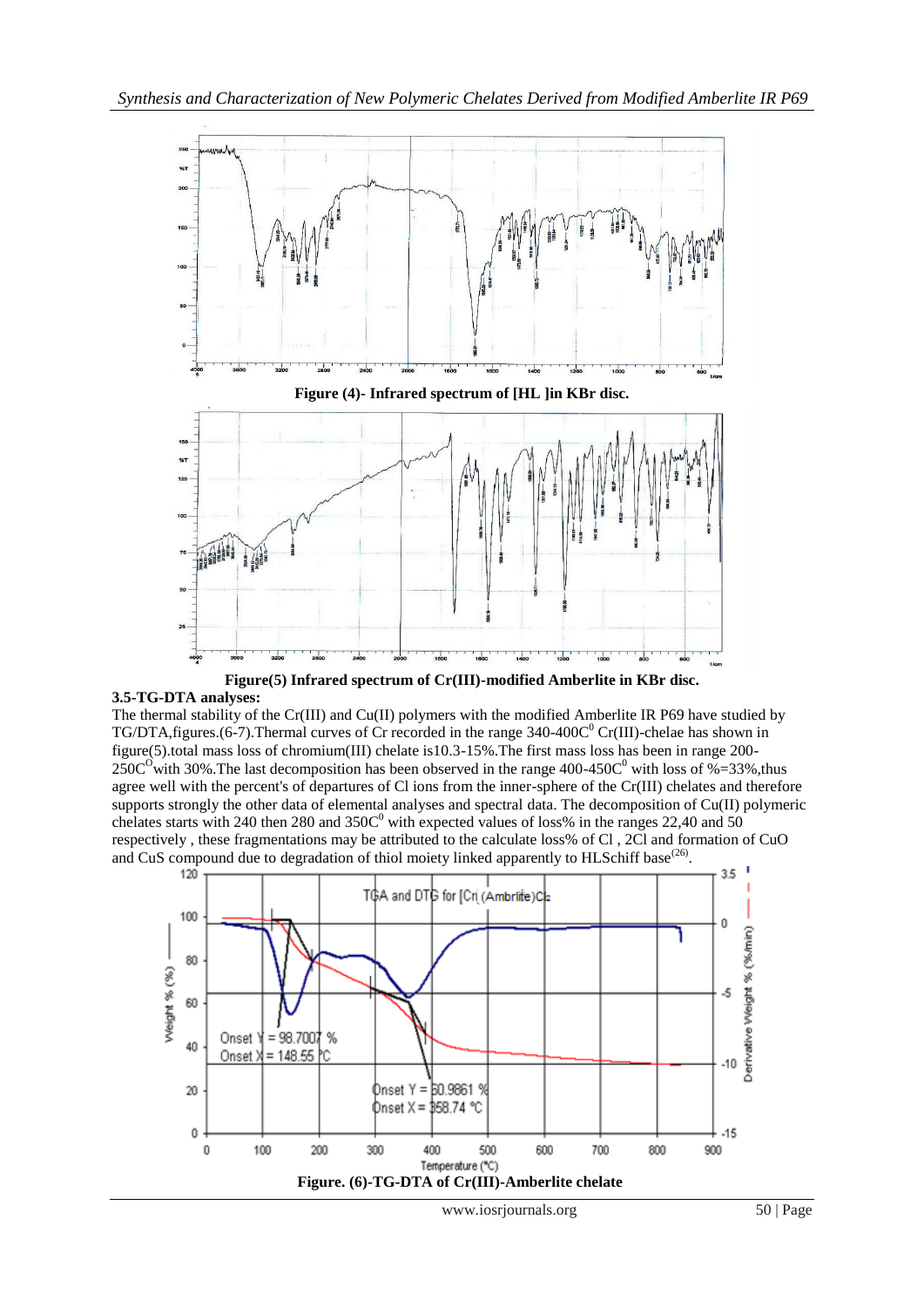Figure (4)- Infrared spectrum of [HL ]in KBr disc.

Figure(5) Infrared spectrum of Cr(III)-modified Amberlite in KBr disc.

**3.5-TG-DTA analyses:**

The thermal stability of the Cr(III) and Cu(II) polymers with the modified Amberlite IR P69 have studied by TG/DTA,figures.(6-7).Thermal curves of Cr recorded in the range 340-400C$^0$ Cr(III)-chelae has shown in figure(5).total mass loss of chromium(III) chelate is10.3-15%.The first mass loss has been in range 200-250C$^O$with 30%.The last decomposition has been observed in the range 400-450C$^0$ with loss of %=33%,thus agree well with the percent's of departures of Cl ions from the inner-sphere of the Cr(III) chelates and therefore supports strongly the other data of elemental analyses and spectral data. The decomposition of Cu(II) polymeric chelates starts with 240 then 280 and 350C$^0$ with expected values of loss% in the ranges 22,40 and 50 respectively , these fragmentations may be attributed to the calculate loss% of Cl , 2Cl and formation of CuO and CuS compound due to degradation of thiol moiety linked apparently to HLSchiff base[26].

Figure. (6)-TG-DTA of Cr(III)-Amberlite chelate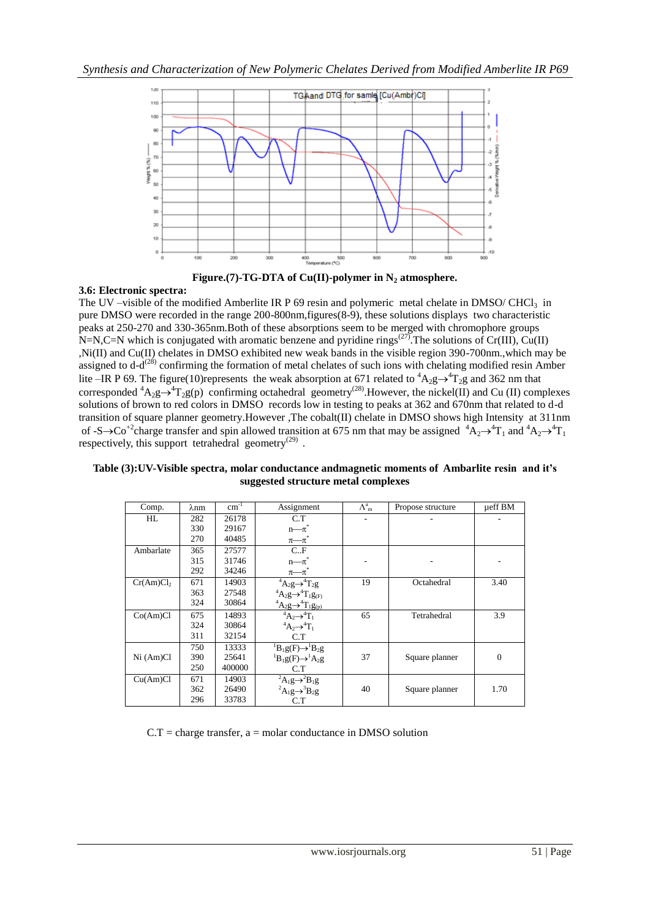**Figure.(7)-TG-DTA of Cu(II)-polymer in $N_2$ atmosphere.**

### 3.6: Electronic spectra:

The UV –visible of the modified Amberlite IR P 69 resin and polymeric metal chelate in DMSO/ $CHCl_3$ in pure DMSO were recorded in the range 200-800nm,figures(8-9), these solutions displays two characteristic peaks at 250-270 and 330-365nm.Both of these absorptions seem to be merged with chromophore groups N=N,C=N which is conjugated with aromatic benzene and pyridine rings[27].The solutions of Cr(III), Cu(II) ,Ni(II) and Cu(II) chelates in DMSO exhibited new weak bands in the visible region 390-700nm.,which may be assigned to d-d[28] confirming the formation of metal chelates of such ions with chelating modified resin Amber lite –IR P 69. The figure(10)represents the weak absorption at 671 related to ${}^4A_2g \rightarrow {}^4T_2g$ and 362 nm that corresponded ${}^4A_2g \rightarrow {}^4T_2g(p)$ confirming octahedral geometry[28].However, the nickel(II) and Cu (II) complexes solutions of brown to red colors in DMSO records low in testing to peaks at 362 and 670nm that related to d-d transition of square planner geometry.However ,The cobalt(II) chelate in DMSO shows high Intensity at 311nm of -S→$Co^{+2}$charge transfer and spin allowed transition at 675 nm that may be assigned ${}^4A_2 \rightarrow {}^4T_1$ and ${}^4A_2 \rightarrow {}^4T_1$ respectively, this support tetrahedral geometry[29] .

**Table (3):UV-Visible spectra, molar conductance andmagnetic moments of Ambarlite resin and it's suggested structure metal complexes**

| Comp. | λnm | $cm^{-1}$ | Assignment | $\Lambda^a_m$ | Propose structure | μeff BM |
|---|---|---|---|---|---|---|
| HL | 282<br>330<br>270 | 26178<br>29167<br>40485 | C.T<br>$n \rightarrow \pi^*$<br>$\pi \rightarrow \pi^*$ | - | - | - |
| Ambarlate | 365<br>315<br>292 | 27577<br>31746<br>34246 | C..F<br>$n \rightarrow \pi^*$<br>$\pi \rightarrow \pi^*$ | - | - | - |
| $Cr(Am)Cl_2$ | 671<br>363<br>324 | 14903<br>27548<br>30864 | ${}^4A_2g \rightarrow {}^4T_2g$<br>${}^4A_2g \rightarrow {}^4T_1g_{(F)}$<br>${}^4A_2g \rightarrow {}^4T_1g_{(p)}$ | 19 | Octahedral | 3.40 |
| Co(Am)Cl | 675<br>324<br>311 | 14893<br>30864<br>32154 | ${}^4A_2 \rightarrow {}^4T_1$<br>${}^4A_2 \rightarrow {}^4T_1$<br>C.T | 65 | Tetrahedral | 3.9 |
| Ni (Am)Cl | 750<br>390<br>250 | 13333<br>25641<br>400000 | ${}^1B_1g(F) \rightarrow {}^1B_2g$<br>${}^1B_1g(F) \rightarrow {}^1A_2g$<br>C.T | 37 | Square planner | 0 |
| Cu(Am)Cl | 671<br>362<br>296 | 14903<br>26490<br>33783 | ${}^2A_1g \rightarrow {}^2B_1g$<br>${}^2A_1g \rightarrow {}^3B_2g$<br>C.T | 40 | Square planner | 1.70 |

C.T = charge transfer, a = molar conductance in DMSO solution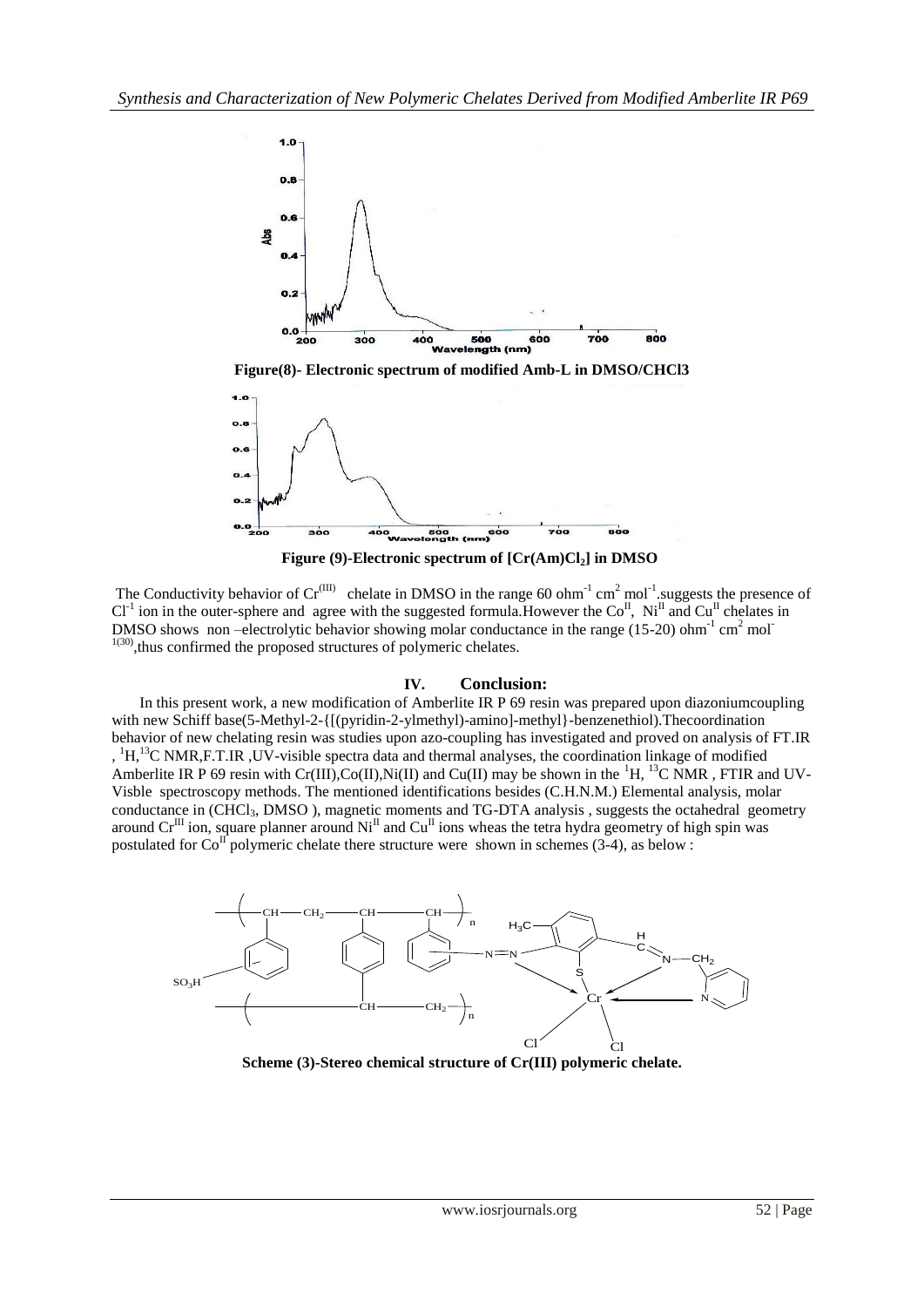Figure(8)- Electronic spectrum of modified Amb-L in DMSO/CHCl3

Figure (9)-Electronic spectrum of $[Cr(Am)Cl_2]$ in DMSO

The Conductivity behavior of $Cr^{(III)}$ chelate in DMSO in the range 60 $ohm^{-1}$ $cm^2$ $mol^{-1}$.suggests the presence of $Cl^{-1}$ ion in the outer-sphere and agree with the suggested formula.However the $Co^{II}$, $Ni^{II}$ and $Cu^{II}$ chelates in DMSO shows non –electrolytic behavior showing molar conductance in the range (15-20) $ohm^{-1}$ $cm^2$ $mol^{-1}$ [(30)],thus confirmed the proposed structures of polymeric chelates.

## IV. Conclusion:

In this present work, a new modification of Amberlite IR P 69 resin was prepared upon diazoniumcoupling with new Schiff base(5-Methyl-2-{[(pyridin-2-ylmethyl)-amino]-methyl}-benzenethiol).Thecoordination behavior of new chelating resin was studies upon azo-coupling has investigated and proved on analysis of FT.IR , $^1H$,$^{13}C$ NMR,F.T.IR ,UV-visible spectra data and thermal analyses, the coordination linkage of modified Amberlite IR P 69 resin with Cr(III),Co(II),Ni(II) and Cu(II) may be shown in the $^1H$, $^{13}C$ NMR , FTIR and UV-Visble spectroscopy methods. The mentioned identifications besides (C.H.N.M.) Elemental analysis, molar conductance in ($CHCl_3$, DMSO ), magnetic moments and TG-DTA analysis , suggests the octahedral geometry around $Cr^{III}$ ion, square planner around $Ni^{II}$ and $Cu^{II}$ ions wheas the tetra hydra geometry of high spin was postulated for $Co^{II}$ polymeric chelate there structure were shown in schemes (3-4), as below :

Scheme (3)-Stereo chemical structure of Cr(III) polymeric chelate.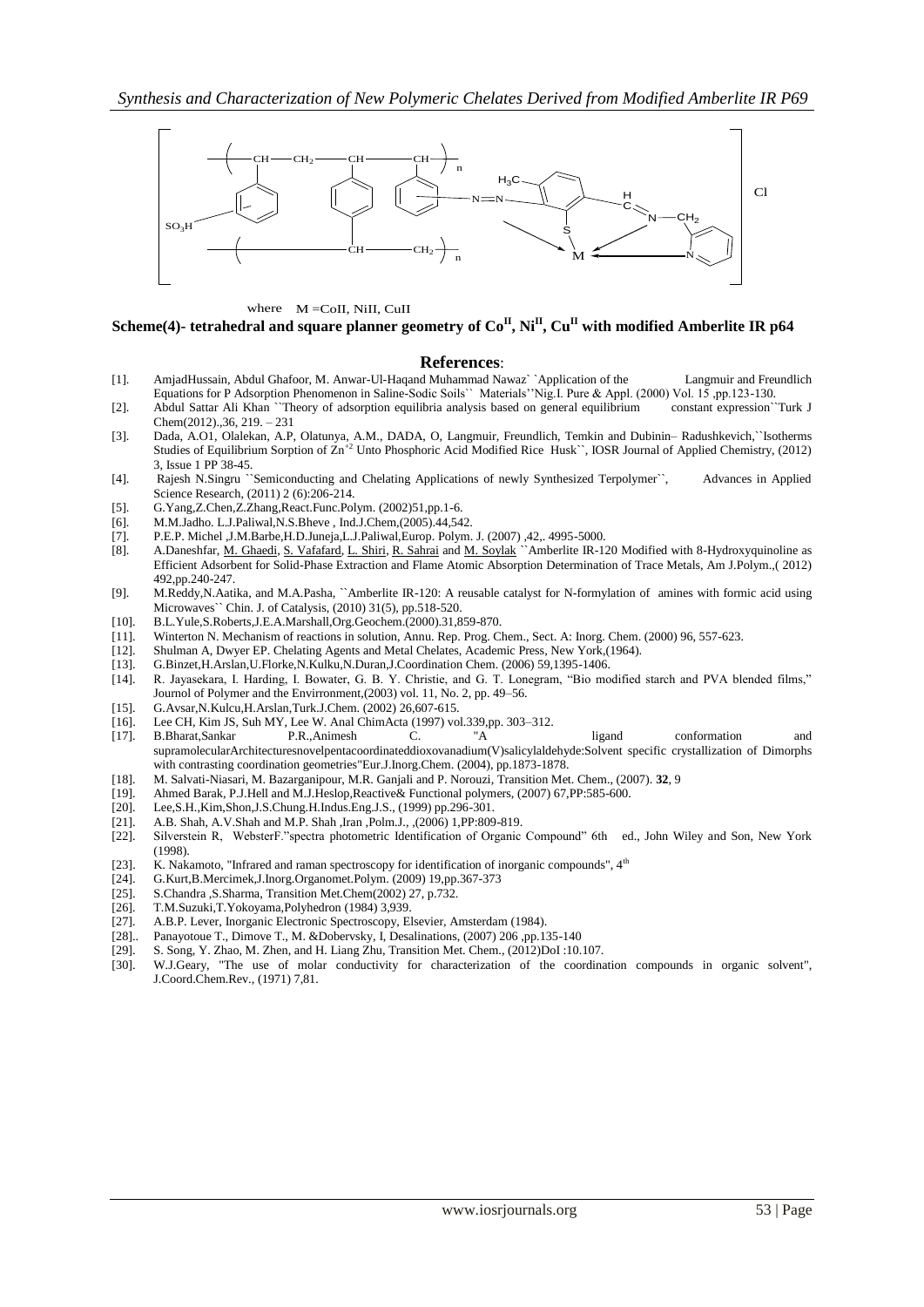where M =CoII, NiII, CuII

**Scheme(4)- tetrahedral and square planner geometry of $Co^{II}$, $Ni^{II}$, $Cu^{II}$ with modified Amberlite IR p64**

## References:

[1]. AmjadHussain, Abdul Ghafoor, M. Anwar-Ul-Haqand Muhammad Nawaz` `Application of the Langmuir and Freundlich Equations for P Adsorption Phenomenon in Saline-Sodic Soils`` Materials''Nig.I. Pure & Appl. (2000) Vol. 15 ,pp.123-130.

[2]. Abdul Sattar Ali Khan ``Theory of adsorption equilibria analysis based on general equilibrium constant expression``Turk J Chem(2012).,36, 219. – 231

[3]. Dada, A.O1, Olalekan, A.P, Olatunya, A.M., DADA, O, Langmuir, Freundlich, Temkin and Dubinin– Radushkevich,``Isotherms Studies of Equilibrium Sorption of $Zn^{+2}$ Unto Phosphoric Acid Modified Rice Husk``, IOSR Journal of Applied Chemistry, (2012) 3, Issue 1 PP 38-45.

[4]. Rajesh N.Singru ``Semiconducting and Chelating Applications of newly Synthesized Terpolymer``, Advances in Applied Science Research, (2011) 2 (6):206-214.

[5]. G.Yang,Z.Chen,Z.Zhang,React.Func.Polym. (2002)51,pp.1-6.

[6]. M.M.Jadho. L.J.Paliwal,N.S.Bheve , Ind.J.Chem,(2005).44,542.

[7]. P.E.P. Michel ,J.M.Barbe,H.D.Juneja,L.J.Paliwal,Europ. Polym. J. (2007) ,42,. 4995-5000.

[8]. A.Daneshfar, M. Ghaedi, S. Vafafard, L. Shiri, R. Sahrai and M. Soylak ``Amberlite IR-120 Modified with 8-Hydroxyquinoline as Efficient Adsorbent for Solid-Phase Extraction and Flame Atomic Absorption Determination of Trace Metals, Am J.Polym.,( 2012) 492,pp.240-247.

[9]. M.Reddy,N.Aatika, and M.A.Pasha, ``Amberlite IR-120: A reusable catalyst for N-formylation of amines with formic acid using Microwaves`` Chin. J. of Catalysis, (2010) 31(5), pp.518-520.

[10]. B.L.Yule,S.Roberts,J.E.A.Marshall,Org.Geochem.(2000).31,859-870.

[11]. Winterton N. Mechanism of reactions in solution, Annu. Rep. Prog. Chem., Sect. A: Inorg. Chem. (2000) 96, 557-623.

[12]. Shulman A, Dwyer EP. Chelating Agents and Metal Chelates, Academic Press, New York,(1964).

[13]. G.Binzet,H.Arslan,U.Florke,N.Kulku,N.Duran,J.Coordination Chem. (2006) 59,1395-1406.

[14]. R. Jayasekara, I. Harding, I. Bowater, G. B. Y. Christie, and G. T. Lonegram, "Bio modified starch and PVA blended films," Journol of Polymer and the Envirronment,(2003) vol. 11, No. 2, pp. 49–56.

[15]. G.Avsar,N.Kulcu,H.Arslan,Turk.J.Chem. (2002) 26,607-615.

[16]. Lee CH, Kim JS, Suh MY, Lee W. Anal ChimActa (1997) vol.339,pp. 303–312.

[17]. B.Bharat,Sankar P.R.,Animesh C. "A ligand conformation and supramolecularArchitecturesnovelpentacoordinateddioxovanadium(V)salicylaldehyde:Solvent specific crystallization of Dimorphs with contrasting coordination geometries"Eur.J.Inorg.Chem. (2004), pp.1873-1878.

[18]. M. Salvati-Niasari, M. Bazarganipour, M.R. Ganjali and P. Norouzi, Transition Met. Chem., (2007). **32**, 9

[19]. Ahmed Barak, P.J.Hell and M.J.Heslop,Reactive& Functional polymers, (2007) 67,PP:585-600.

[20]. Lee,S.H.,Kim,Shon,J.S.Chung.H.Indus.Eng.J.S., (1999) pp.296-301.

[21]. A.B. Shah, A.V.Shah and M.P. Shah ,Iran ,Polm.J., ,(2006) 1,PP:809-819.

[22]. Silverstein R, WebsterF."spectra photometric Identification of Organic Compound" 6th ed., John Wiley and Son, New York (1998).

[23]. K. Nakamoto, "Infrared and raman spectroscopy for identification of inorganic compounds", 4th

[24]. G.Kurt,B.Mercimek,J.Inorg.Organomet.Polym. (2009) 19,pp.367-373

[25]. S.Chandra ,S.Sharma, Transition Met.Chem(2002) 27, p.732.

[26]. T.M.Suzuki,T.Yokoyama,Polyhedron (1984) 3,939.

[27]. A.B.P. Lever, Inorganic Electronic Spectroscopy, Elsevier, Amsterdam (1984).

[28].. Panayotoue T., Dimove T., M. &Dobervsky, I, Desalinations, (2007) 206 ,pp.135-140

[29]. S. Song, Y. Zhao, M. Zhen, and H. Liang Zhu, Transition Met. Chem., (2012)DoI :10.107.

[30]. W.J.Geary, "The use of molar conductivity for characterization of the coordination compounds in organic solvent", J.Coord.Chem.Rev., (1971) 7,81.